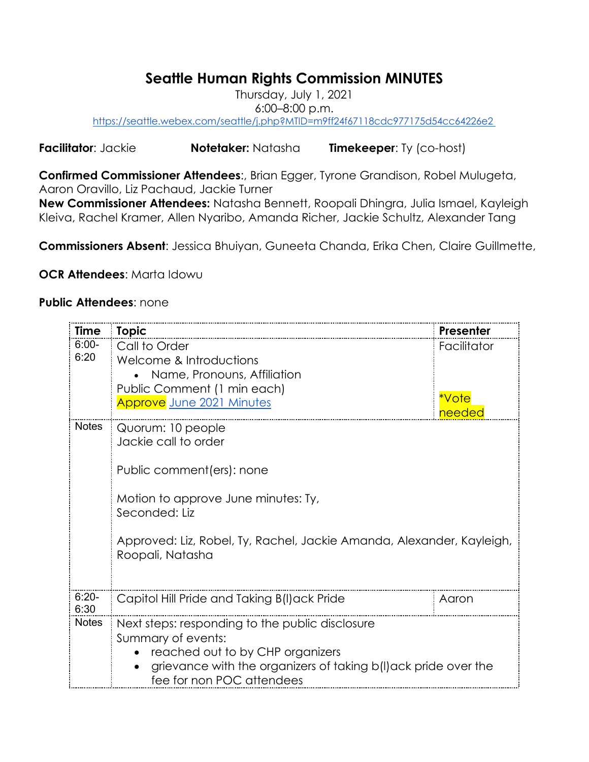# Seattle Human Rights Commission MINUTES

Thursday, July 1, 2021
6:00–8:00 p.m.
https://seattle.webex.com/seattle/j.php?MTID=m9ff24f67118cdc977175d54cc64226e2

**Facilitator**: Jackie **Notetaker:** Natasha **Timekeeper**: Ty (co-host)

**Confirmed Commissioner Attendees**:, Brian Egger, Tyrone Grandison, Robel Mulugeta, Aaron Oravillo, Liz Pachaud, Jackie Turner
**New Commissioner Attendees:** Natasha Bennett, Roopali Dhingra, Julia Ismael, Kayleigh Kleiva, Rachel Kramer, Allen Nyaribo, Amanda Richer, Jackie Schultz, Alexander Tang

**Commissioners Absent**: Jessica Bhuiyan, Guneeta Chanda, Erika Chen, Claire Guillmette,

**OCR Attendees**: Marta Idowu

**Public Attendees**: none

| Time | Topic | Presenter |
|---|---|---|
| 6:00-6:20 | Call to Order<br>Welcome & Introductions<br>• Name, Pronouns, Affiliation<br>Public Comment (1 min each)<br>Approve June 2021 Minutes | Facilitator<br><br><br>*Vote needed |
| Notes | Quorum: 10 people<br>Jackie call to order<br><br>Public comment(ers): none<br><br>Motion to approve June minutes: Ty,<br>Seconded: Liz<br><br>Approved: Liz, Robel, Ty, Rachel, Jackie Amanda, Alexander, Kayleigh, Roopali, Natasha | |
| 6:20-6:30 | Capitol Hill Pride and Taking B(l)ack Pride | Aaron |
| Notes | Next steps: responding to the public disclosure<br>Summary of events:<br>• reached out to by CHP organizers<br>• grievance with the organizers of taking b(l)ack pride over the fee for non POC attendees | |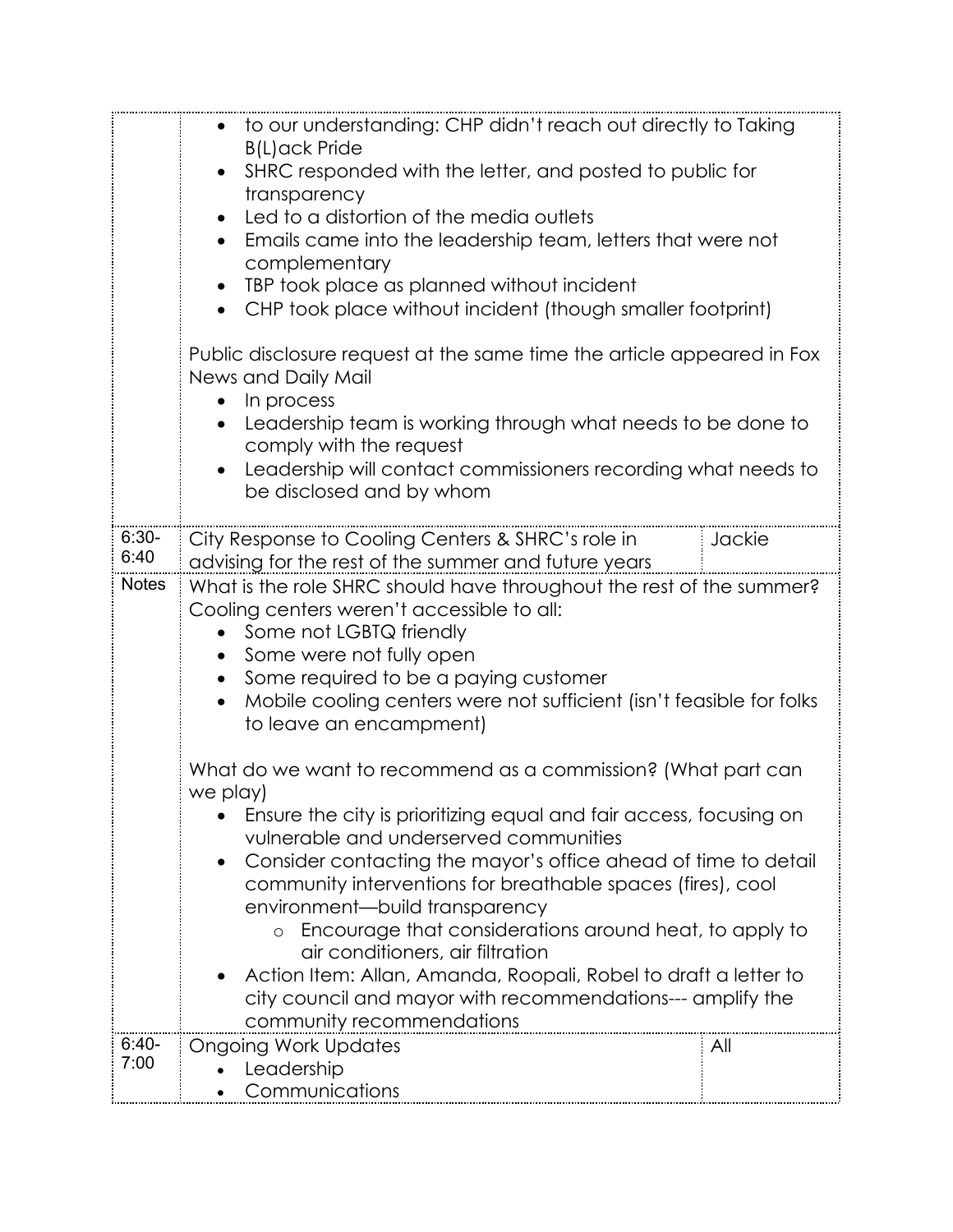| | | |
|---|---|---|
| | • to our understanding: CHP didn't reach out directly to Taking B(L)ack Pride<br>• SHRC responded with the letter, and posted to public for transparency<br>• Led to a distortion of the media outlets<br>• Emails came into the leadership team, letters that were not complementary<br>• TBP took place as planned without incident<br>• CHP took place without incident (though smaller footprint)<br><br>Public disclosure request at the same time the article appeared in Fox News and Daily Mail<br>• In process<br>• Leadership team is working through what needs to be done to comply with the request<br>• Leadership will contact commissioners recording what needs to be disclosed and by whom | |
| 6:30-6:40 | City Response to Cooling Centers & SHRC's role in advising for the rest of the summer and future years | Jackie |
| Notes | What is the role SHRC should have throughout the rest of the summer? Cooling centers weren't accessible to all:<br>• Some not LGBTQ friendly<br>• Some were not fully open<br>• Some required to be a paying customer<br>• Mobile cooling centers were not sufficient (isn't feasible for folks to leave an encampment)<br><br>What do we want to recommend as a commission? (What part can we play)<br>• Ensure the city is prioritizing equal and fair access, focusing on vulnerable and underserved communities<br>• Consider contacting the mayor's office ahead of time to detail community interventions for breathable spaces (fires), cool environment—build transparency<br>&nbsp;&nbsp;&nbsp;&nbsp;○ Encourage that considerations around heat, to apply to air conditioners, air filtration<br>• Action Item: Allan, Amanda, Roopali, Robel to draft a letter to city council and mayor with recommendations--- amplify the community recommendations | |
| 6:40-7:00 | Ongoing Work Updates<br>• Leadership<br>• Communications | All |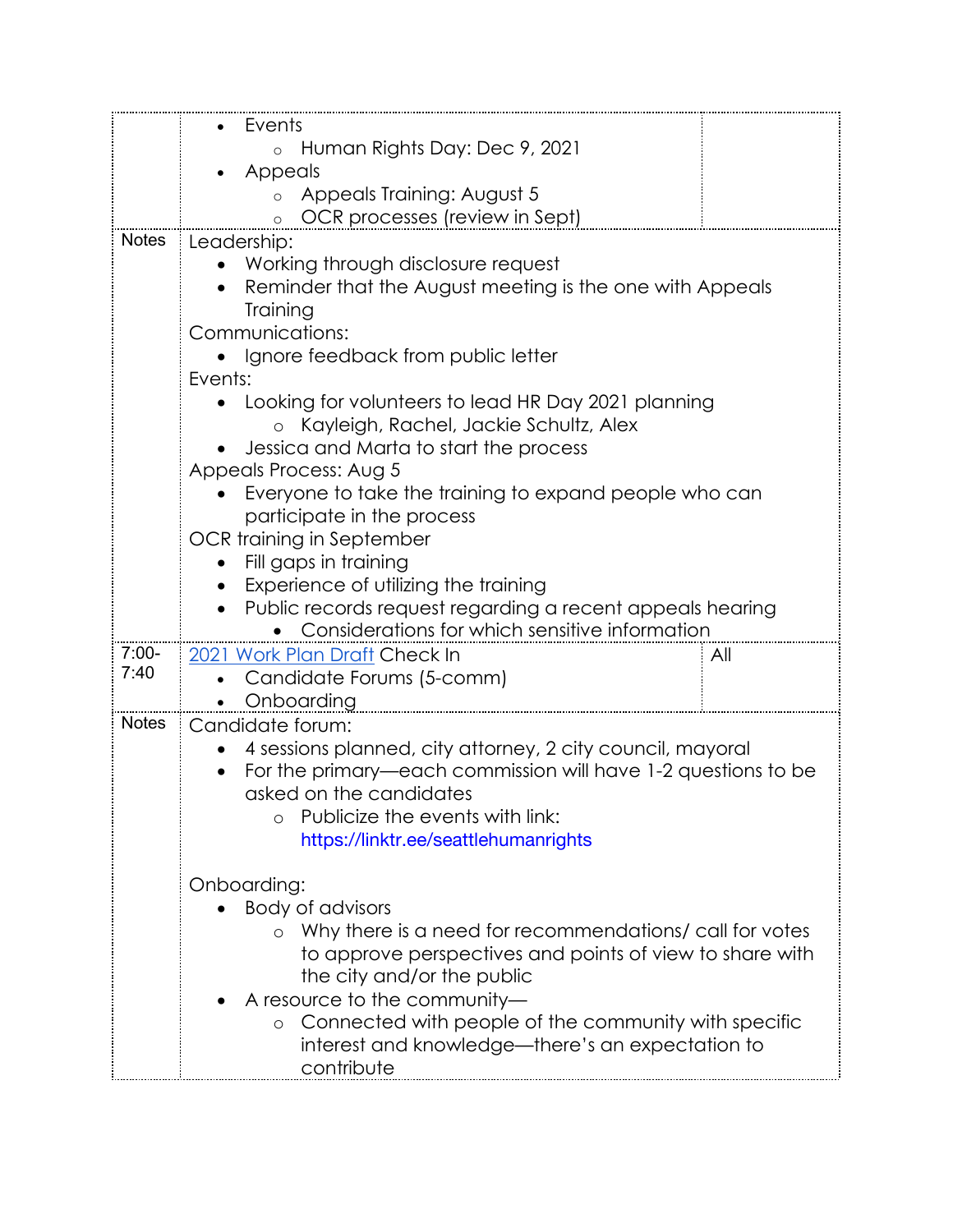| | | |
|---|---|---|
| | • Events<br>&nbsp;&nbsp;&nbsp;&nbsp;○ Human Rights Day: Dec 9, 2021<br>• Appeals<br>&nbsp;&nbsp;&nbsp;&nbsp;○ Appeals Training: August 5<br>&nbsp;&nbsp;&nbsp;&nbsp;○ OCR processes (review in Sept) | |
| Notes | Leadership:<br>• Working through disclosure request<br>• Reminder that the August meeting is the one with Appeals Training<br>Communications:<br>• Ignore feedback from public letter<br>Events:<br>• Looking for volunteers to lead HR Day 2021 planning<br>&nbsp;&nbsp;&nbsp;&nbsp;○ Kayleigh, Rachel, Jackie Schultz, Alex<br>• Jessica and Marta to start the process<br>Appeals Process: Aug 5<br>• Everyone to take the training to expand people who can participate in the process<br>OCR training in September<br>• Fill gaps in training<br>• Experience of utilizing the training<br>• Public records request regarding a recent appeals hearing<br>&nbsp;&nbsp;&nbsp;&nbsp;• Considerations for which sensitive information | |
| 7:00-7:40 | 2021 Work Plan Draft Check In<br>• Candidate Forums (5-comm)<br>• Onboarding | All |
| Notes | Candidate forum:<br>• 4 sessions planned, city attorney, 2 city council, mayoral<br>• For the primary—each commission will have 1-2 questions to be asked on the candidates<br>&nbsp;&nbsp;&nbsp;&nbsp;○ Publicize the events with link: https://linktr.ee/seattlehumanrights<br><br>Onboarding:<br>• Body of advisors<br>&nbsp;&nbsp;&nbsp;&nbsp;○ Why there is a need for recommendations/ call for votes to approve perspectives and points of view to share with the city and/or the public<br>• A resource to the community—<br>&nbsp;&nbsp;&nbsp;&nbsp;○ Connected with people of the community with specific interest and knowledge—there's an expectation to contribute | |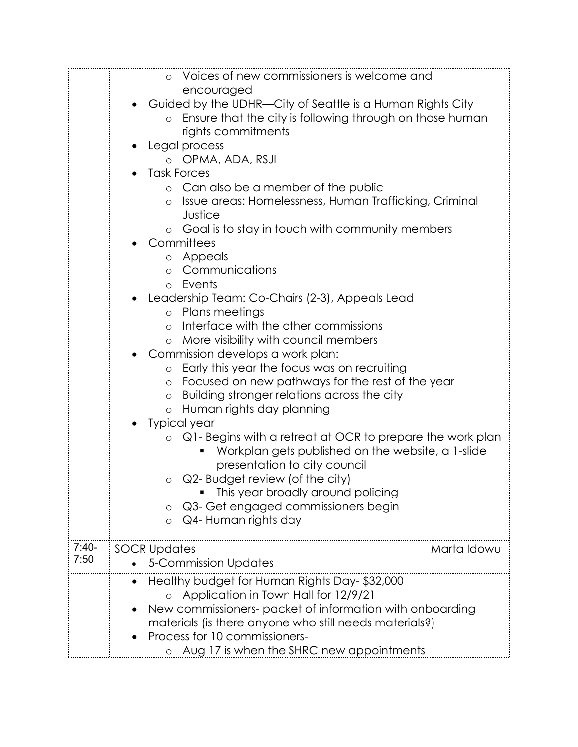| | | |
|---|---|---|
| | ◦ Voices of new commissioners is welcome and encouraged<br>• Guided by the UDHR—City of Seattle is a Human Rights City<br>&nbsp;&nbsp;◦ Ensure that the city is following through on those human rights commitments<br>• Legal process<br>&nbsp;&nbsp;◦ OPMA, ADA, RSJI<br>• Task Forces<br>&nbsp;&nbsp;◦ Can also be a member of the public<br>&nbsp;&nbsp;◦ Issue areas: Homelessness, Human Trafficking, Criminal Justice<br>&nbsp;&nbsp;◦ Goal is to stay in touch with community members<br>• Committees<br>&nbsp;&nbsp;◦ Appeals<br>&nbsp;&nbsp;◦ Communications<br>&nbsp;&nbsp;◦ Events<br>• Leadership Team: Co-Chairs (2-3), Appeals Lead<br>&nbsp;&nbsp;◦ Plans meetings<br>&nbsp;&nbsp;◦ Interface with the other commissions<br>&nbsp;&nbsp;◦ More visibility with council members<br>• Commission develops a work plan:<br>&nbsp;&nbsp;◦ Early this year the focus was on recruiting<br>&nbsp;&nbsp;◦ Focused on new pathways for the rest of the year<br>&nbsp;&nbsp;◦ Building stronger relations across the city<br>&nbsp;&nbsp;◦ Human rights day planning<br>• Typical year<br>&nbsp;&nbsp;◦ Q1- Begins with a retreat at OCR to prepare the work plan<br>&nbsp;&nbsp;&nbsp;&nbsp;▪ Workplan gets published on the website, a 1-slide presentation to city council<br>&nbsp;&nbsp;◦ Q2- Budget review (of the city)<br>&nbsp;&nbsp;&nbsp;&nbsp;▪ This year broadly around policing<br>&nbsp;&nbsp;◦ Q3- Get engaged commissioners begin<br>&nbsp;&nbsp;◦ Q4- Human rights day | |
| 7:40-7:50 | SOCR Updates<br>• 5-Commission Updates | Marta Idowu |
| | • Healthy budget for Human Rights Day- $32,000<br>&nbsp;&nbsp;◦ Application in Town Hall for 12/9/21<br>• New commissioners- packet of information with onboarding materials (is there anyone who still needs materials?)<br>• Process for 10 commissioners-<br>&nbsp;&nbsp;◦ Aug 17 is when the SHRC new appointments | |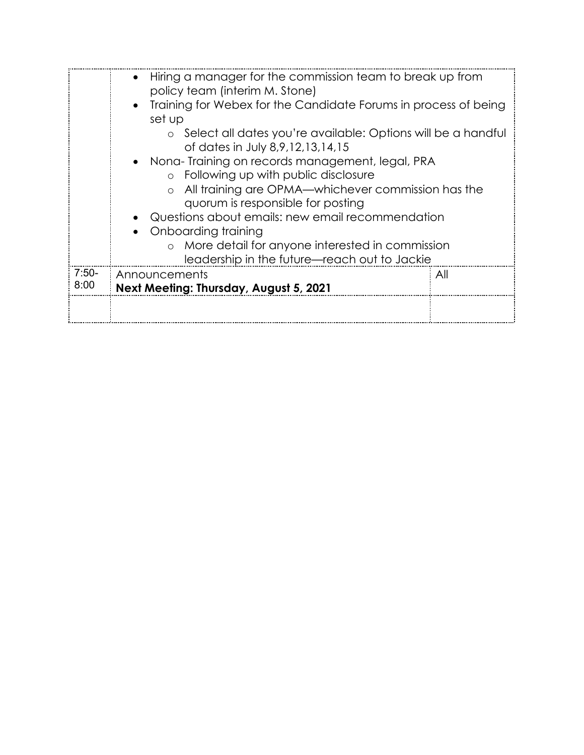| | | |
|---|---|---|
| | • Hiring a manager for the commission team to break up from policy team (interim M. Stone)<br>• Training for Webex for the Candidate Forums in process of being set up<br>  ○ Select all dates you're available: Options will be a handful of dates in July 8,9,12,13,14,15<br>• Nona- Training on records management, legal, PRA<br>  ○ Following up with public disclosure<br>  ○ All training are OPMA—whichever commission has the quorum is responsible for posting<br>• Questions about emails: new email recommendation<br>• Onboarding training<br>  ○ More detail for anyone interested in commission leadership in the future—reach out to Jackie | |
| 7:50-8:00 | Announcements<br>**Next Meeting: Thursday, August 5, 2021** | All |
| | | |